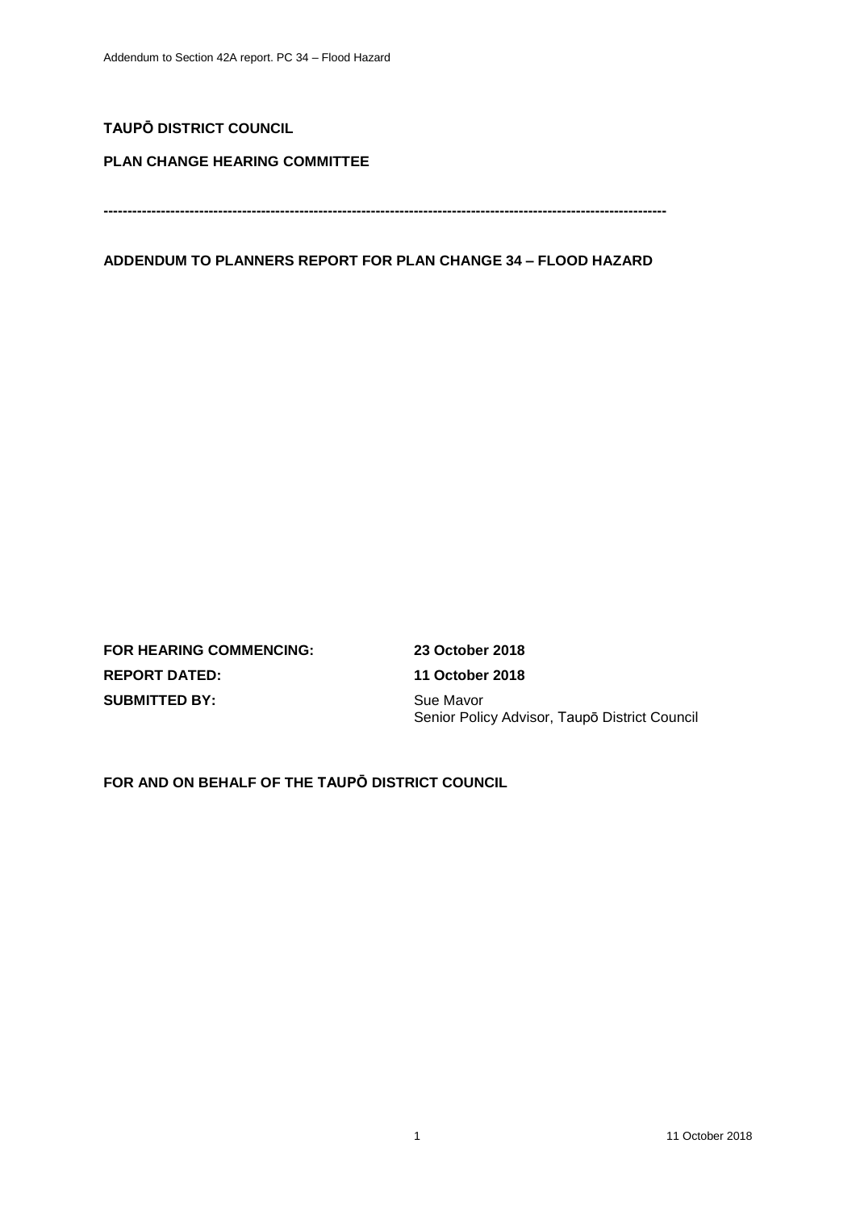**TAUPŌ DISTRICT COUNCIL**

**PLAN CHANGE HEARING COMMITTEE**

---

**ADDENDUM TO PLANNERS REPORT FOR PLAN CHANGE 34 – FLOOD HAZARD**

| | |
|---|---|
| **FOR HEARING COMMENCING:** | **23 October 2018** |
| **REPORT DATED:** | **11 October 2018** |
| **SUBMITTED BY:** | Sue Mavor<br>Senior Policy Advisor, Taupō District Council |

**FOR AND ON BEHALF OF THE TAUPŌ DISTRICT COUNCIL**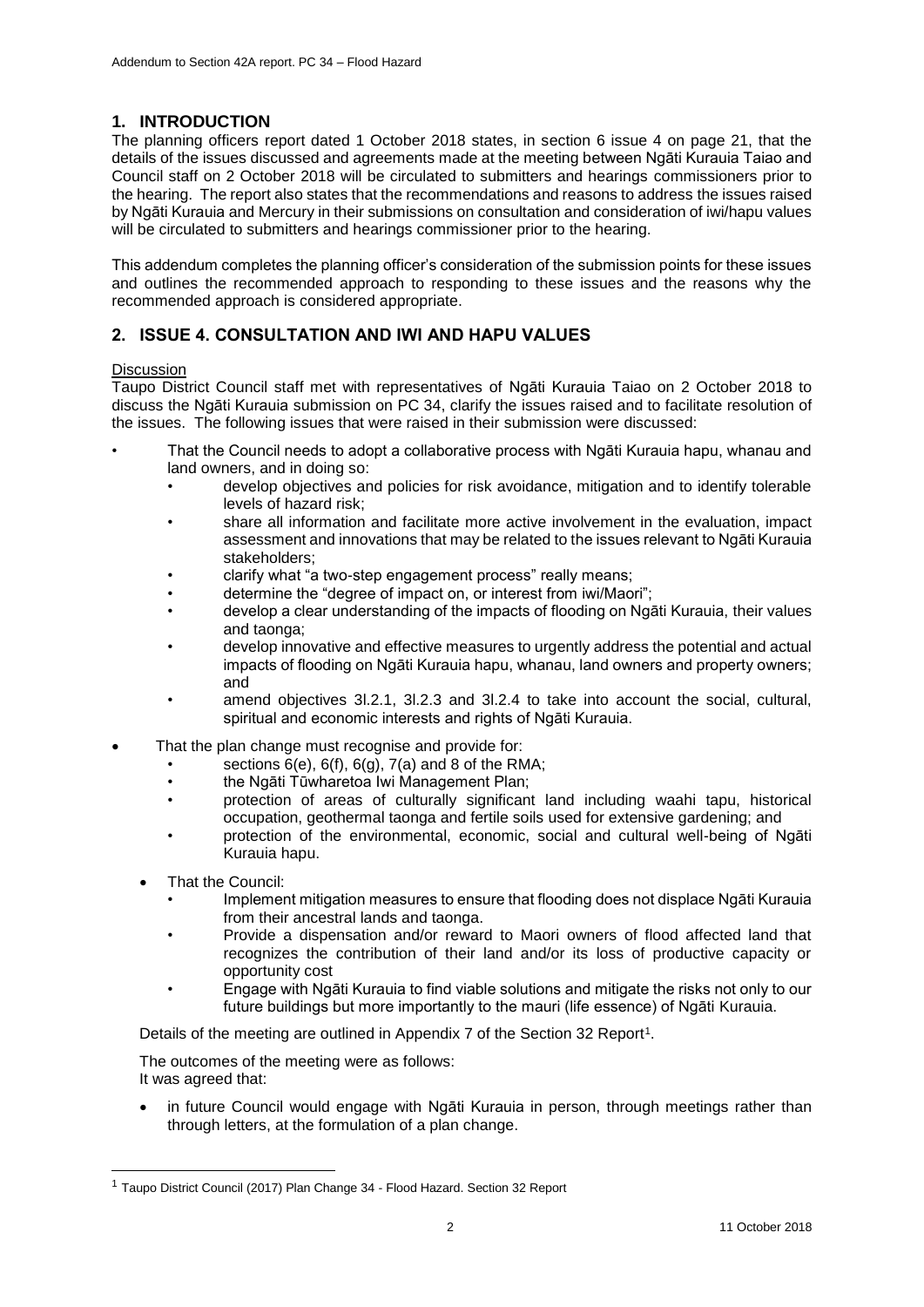## 1. INTRODUCTION

The planning officers report dated 1 October 2018 states, in section 6 issue 4 on page 21, that the details of the issues discussed and agreements made at the meeting between Ngāti Kurauia Taiao and Council staff on 2 October 2018 will be circulated to submitters and hearings commissioners prior to the hearing. The report also states that the recommendations and reasons to address the issues raised by Ngāti Kurauia and Mercury in their submissions on consultation and consideration of iwi/hapu values will be circulated to submitters and hearings commissioner prior to the hearing.

This addendum completes the planning officer's consideration of the submission points for these issues and outlines the recommended approach to responding to these issues and the reasons why the recommended approach is considered appropriate.

## 2. ISSUE 4. CONSULTATION AND IWI AND HAPU VALUES

Discussion

Taupo District Council staff met with representatives of Ngāti Kurauia Taiao on 2 October 2018 to discuss the Ngāti Kurauia submission on PC 34, clarify the issues raised and to facilitate resolution of the issues. The following issues that were raised in their submission were discussed:

- That the Council needs to adopt a collaborative process with Ngāti Kurauia hapu, whanau and land owners, and in doing so:
  - develop objectives and policies for risk avoidance, mitigation and to identify tolerable levels of hazard risk;
  - share all information and facilitate more active involvement in the evaluation, impact assessment and innovations that may be related to the issues relevant to Ngāti Kurauia stakeholders;
  - clarify what "a two-step engagement process" really means;
  - determine the "degree of impact on, or interest from iwi/Maori";
  - develop a clear understanding of the impacts of flooding on Ngāti Kurauia, their values and taonga;
  - develop innovative and effective measures to urgently address the potential and actual impacts of flooding on Ngāti Kurauia hapu, whanau, land owners and property owners; and
  - amend objectives 3l.2.1, 3l.2.3 and 3l.2.4 to take into account the social, cultural, spiritual and economic interests and rights of Ngāti Kurauia.
- That the plan change must recognise and provide for:
  - sections 6(e), 6(f), 6(g), 7(a) and 8 of the RMA;
  - the Ngāti Tūwharetoa Iwi Management Plan;
  - protection of areas of culturally significant land including waahi tapu, historical occupation, geothermal taonga and fertile soils used for extensive gardening; and
  - protection of the environmental, economic, social and cultural well-being of Ngāti Kurauia hapu.
- That the Council:
  - Implement mitigation measures to ensure that flooding does not displace Ngāti Kurauia from their ancestral lands and taonga.
  - Provide a dispensation and/or reward to Maori owners of flood affected land that recognizes the contribution of their land and/or its loss of productive capacity or opportunity cost
  - Engage with Ngāti Kurauia to find viable solutions and mitigate the risks not only to our future buildings but more importantly to the mauri (life essence) of Ngāti Kurauia.

Details of the meeting are outlined in Appendix 7 of the Section 32 Report[1].

The outcomes of the meeting were as follows:
It was agreed that:

- in future Council would engage with Ngāti Kurauia in person, through meetings rather than through letters, at the formulation of a plan change.

[1] Taupo District Council (2017) Plan Change 34 - Flood Hazard. Section 32 Report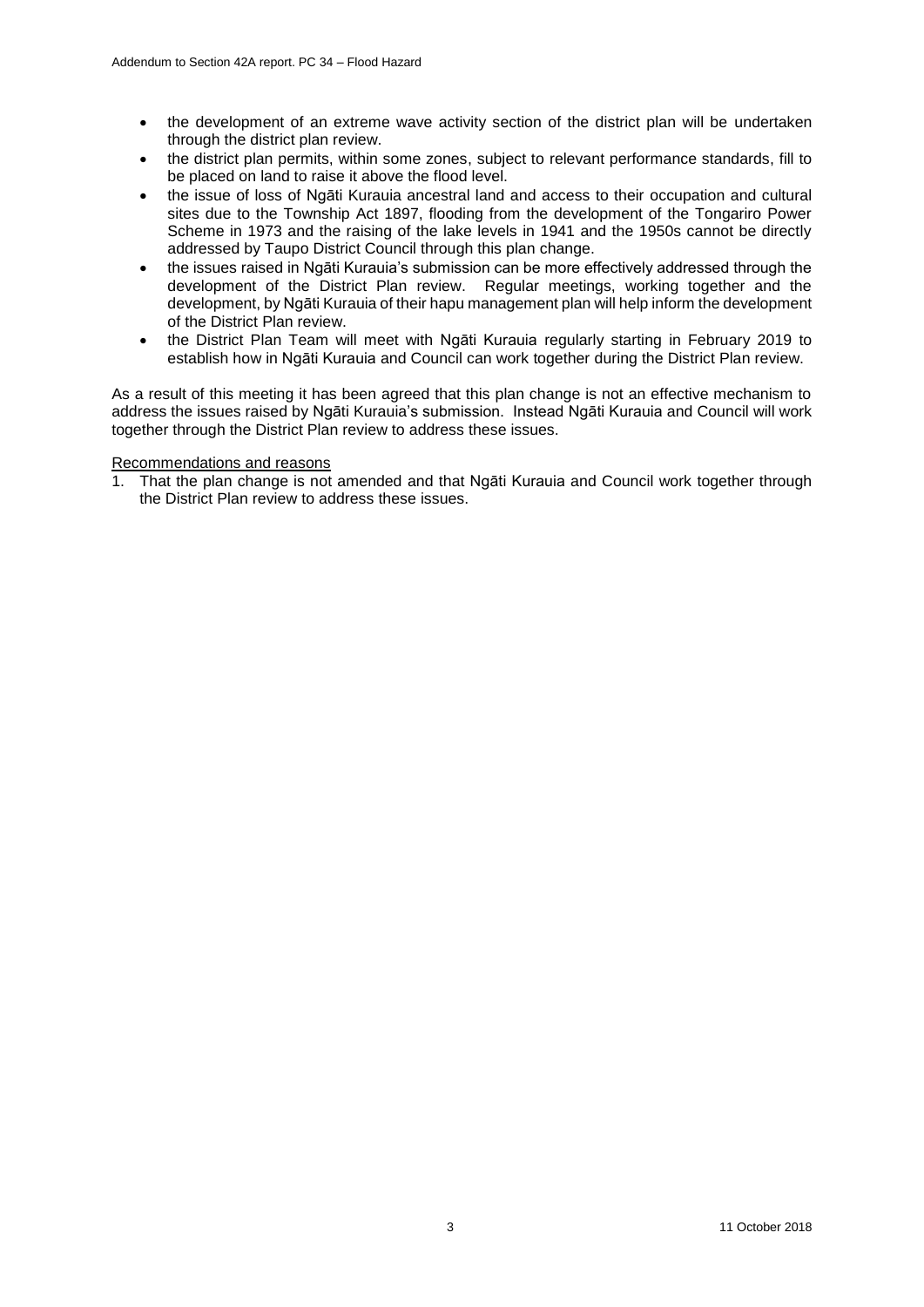- the development of an extreme wave activity section of the district plan will be undertaken through the district plan review.
- the district plan permits, within some zones, subject to relevant performance standards, fill to be placed on land to raise it above the flood level.
- the issue of loss of Ngāti Kurauia ancestral land and access to their occupation and cultural sites due to the Township Act 1897, flooding from the development of the Tongariro Power Scheme in 1973 and the raising of the lake levels in 1941 and the 1950s cannot be directly addressed by Taupo District Council through this plan change.
- the issues raised in Ngāti Kurauia's submission can be more effectively addressed through the development of the District Plan review. Regular meetings, working together and the development, by Ngāti Kurauia of their hapu management plan will help inform the development of the District Plan review.
- the District Plan Team will meet with Ngāti Kurauia regularly starting in February 2019 to establish how in Ngāti Kurauia and Council can work together during the District Plan review.

As a result of this meeting it has been agreed that this plan change is not an effective mechanism to address the issues raised by Ngāti Kurauia's submission. Instead Ngāti Kurauia and Council will work together through the District Plan review to address these issues.

<u>Recommendations and reasons</u>

1. That the plan change is not amended and that Ngāti Kurauia and Council work together through the District Plan review to address these issues.